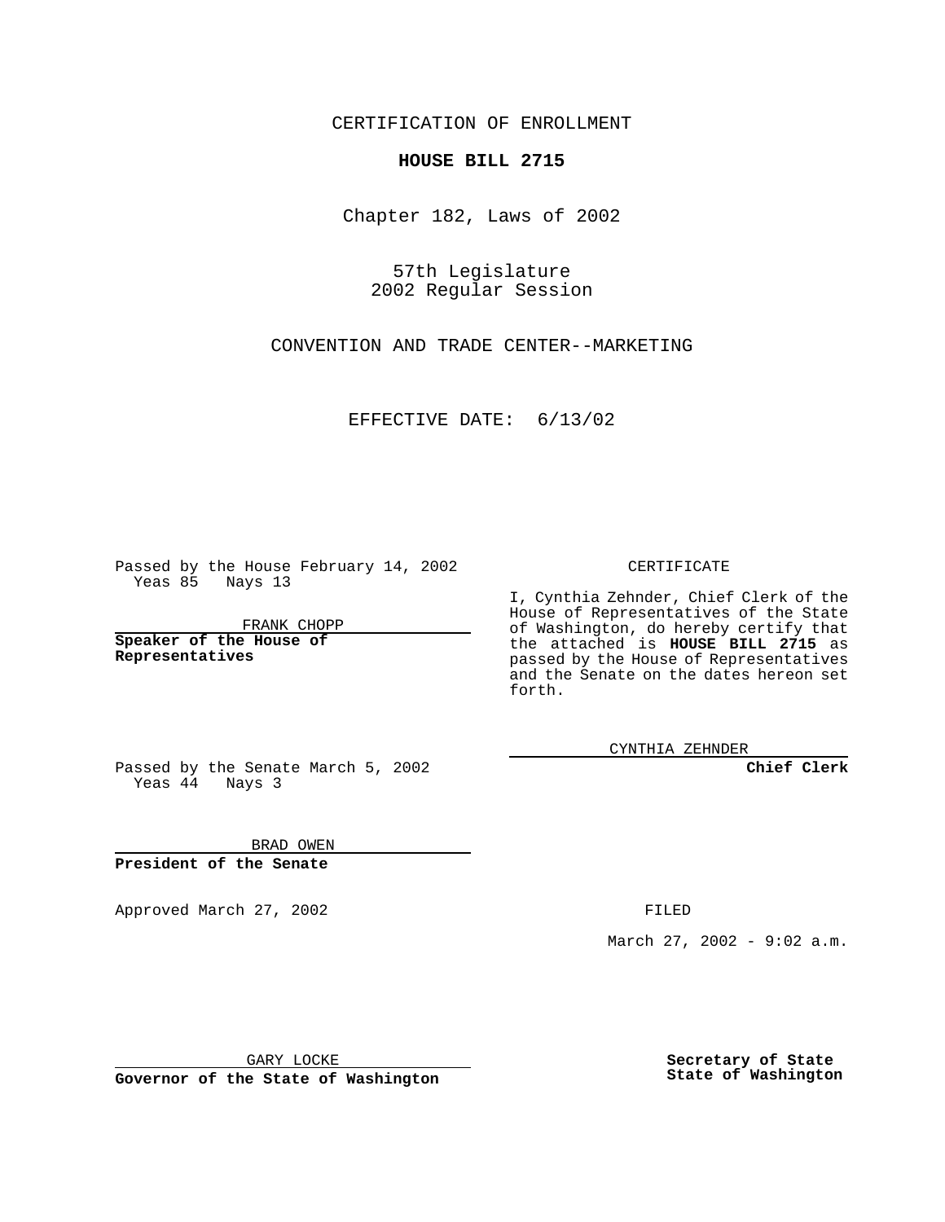CERTIFICATION OF ENROLLMENT

**HOUSE BILL 2715**

Chapter 182, Laws of 2002

57th Legislature
2002 Regular Session

CONVENTION AND TRADE CENTER--MARKETING

EFFECTIVE DATE: 6/13/02

Passed by the House February 14, 2002
Yeas 85 Nays 13

FRANK CHOPP

**Speaker of the House of Representatives**

Passed by the Senate March 5, 2002
Yeas 44 Nays 3

BRAD OWEN

**President of the Senate**

Approved March 27, 2002

GARY LOCKE

**Governor of the State of Washington**

CERTIFICATE

I, Cynthia Zehnder, Chief Clerk of the House of Representatives of the State of Washington, do hereby certify that the attached is **HOUSE BILL 2715** as passed by the House of Representatives and the Senate on the dates hereon set forth.

CYNTHIA ZEHNDER

**Chief Clerk**

FILED

March 27, 2002 - 9:02 a.m.

**Secretary of State**
**State of Washington**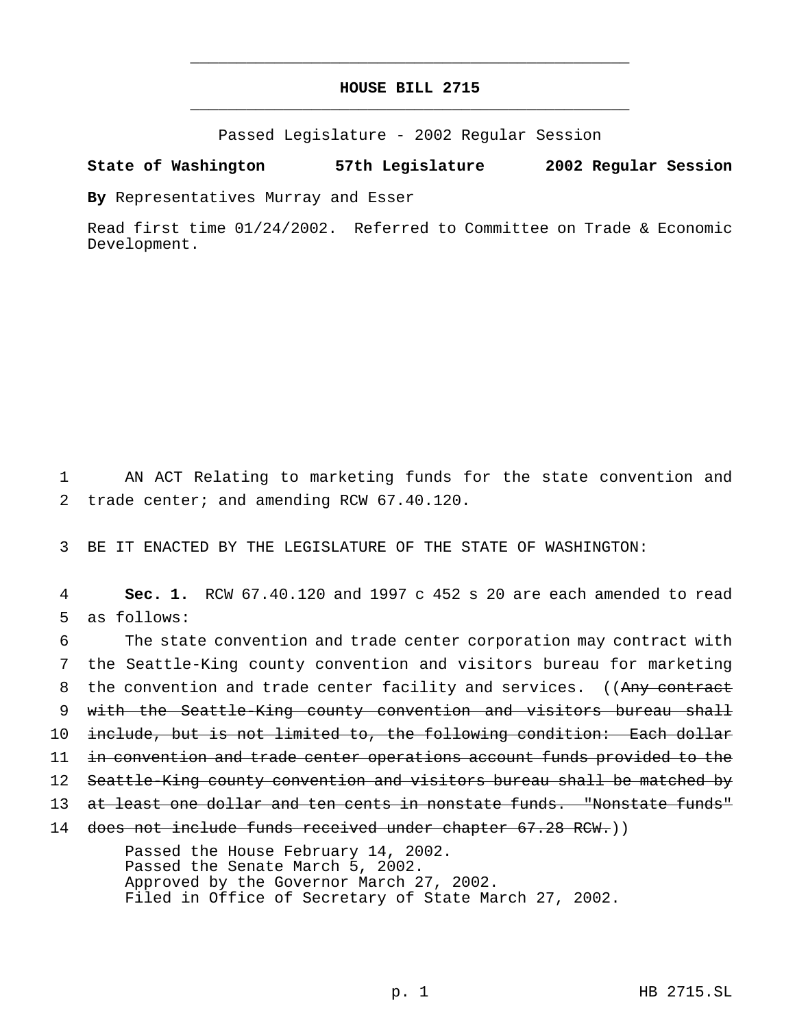# HOUSE BILL 2715

Passed Legislature - 2002 Regular Session

**State of Washington 57th Legislature 2002 Regular Session**

**By** Representatives Murray and Esser

Read first time 01/24/2002. Referred to Committee on Trade & Economic Development.

AN ACT Relating to marketing funds for the state convention and trade center; and amending RCW 67.40.120.

BE IT ENACTED BY THE LEGISLATURE OF THE STATE OF WASHINGTON:

**Sec. 1.** RCW 67.40.120 and 1997 c 452 s 20 are each amended to read as follows:

The state convention and trade center corporation may contract with the Seattle-King county convention and visitors bureau for marketing the convention and trade center facility and services. ((~~Any contract with the Seattle-King county convention and visitors bureau shall include, but is not limited to, the following condition: Each dollar in convention and trade center operations account funds provided to the Seattle-King county convention and visitors bureau shall be matched by at least one dollar and ten cents in nonstate funds. "Nonstate funds" does not include funds received under chapter 67.28 RCW.~~))

Passed the House February 14, 2002.
Passed the Senate March 5, 2002.
Approved by the Governor March 27, 2002.
Filed in Office of Secretary of State March 27, 2002.